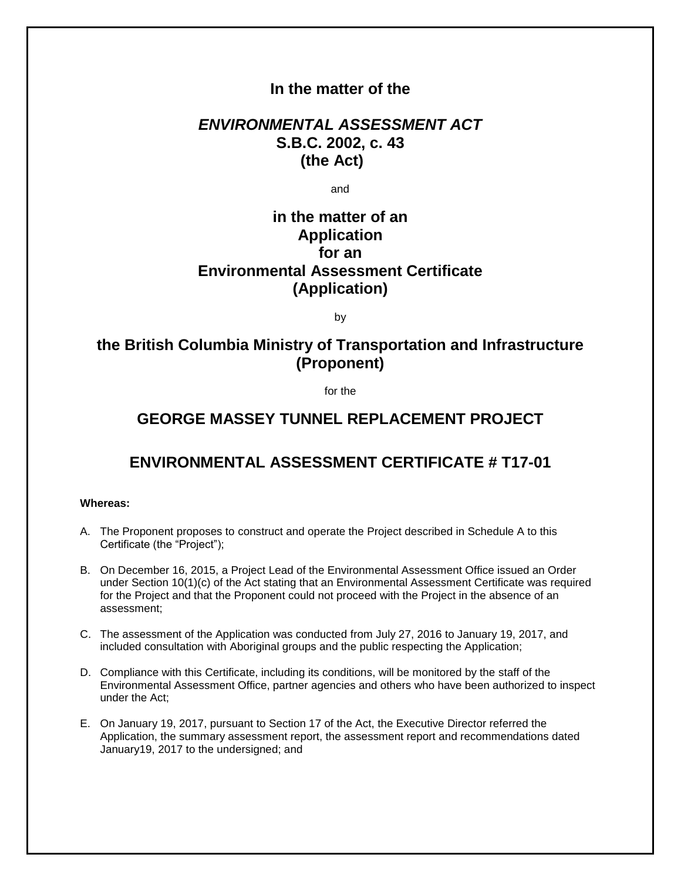**In the matter of the**

***ENVIRONMENTAL ASSESSMENT ACT***
**S.B.C. 2002, c. 43**
**(the Act)**

and

**in the matter of an**
**Application**
**for an**
**Environmental Assessment Certificate**
**(Application)**

by

**the British Columbia Ministry of Transportation and Infrastructure**
**(Proponent)**

for the

## GEORGE MASSEY TUNNEL REPLACEMENT PROJECT

## ENVIRONMENTAL ASSESSMENT CERTIFICATE # T17-01

**Whereas:**

A. The Proponent proposes to construct and operate the Project described in Schedule A to this Certificate (the "Project");

B. On December 16, 2015, a Project Lead of the Environmental Assessment Office issued an Order under Section 10(1)(c) of the Act stating that an Environmental Assessment Certificate was required for the Project and that the Proponent could not proceed with the Project in the absence of an assessment;

C. The assessment of the Application was conducted from July 27, 2016 to January 19, 2017, and included consultation with Aboriginal groups and the public respecting the Application;

D. Compliance with this Certificate, including its conditions, will be monitored by the staff of the Environmental Assessment Office, partner agencies and others who have been authorized to inspect under the Act;

E. On January 19, 2017, pursuant to Section 17 of the Act, the Executive Director referred the Application, the summary assessment report, the assessment report and recommendations dated January19, 2017 to the undersigned; and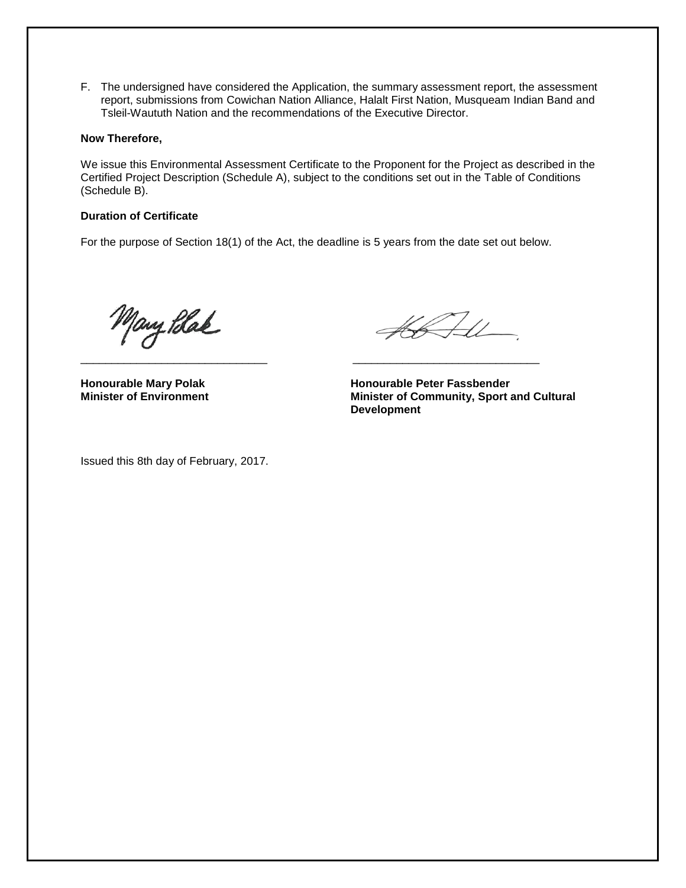F. The undersigned have considered the Application, the summary assessment report, the assessment report, submissions from Cowichan Nation Alliance, Halalt First Nation, Musqueam Indian Band and Tsleil-Waututh Nation and the recommendations of the Executive Director.

**Now Therefore,**

We issue this Environmental Assessment Certificate to the Proponent for the Project as described in the Certified Project Description (Schedule A), subject to the conditions set out in the Table of Conditions (Schedule B).

**Duration of Certificate**

For the purpose of Section 18(1) of the Act, the deadline is 5 years from the date set out below.

\_\_\_\_\_\_\_\_\_\_\_\_\_\_\_\_\_\_\_\_\_\_\_\_\_\_\_\_\_\_

**Honourable Mary Polak**
**Minister of Environment**

\_\_\_\_\_\_\_\_\_\_\_\_\_\_\_\_\_\_\_\_\_\_\_\_\_\_\_\_\_\_

**Honourable Peter Fassbender**
**Minister of Community, Sport and Cultural Development**

Issued this 8th day of February, 2017.